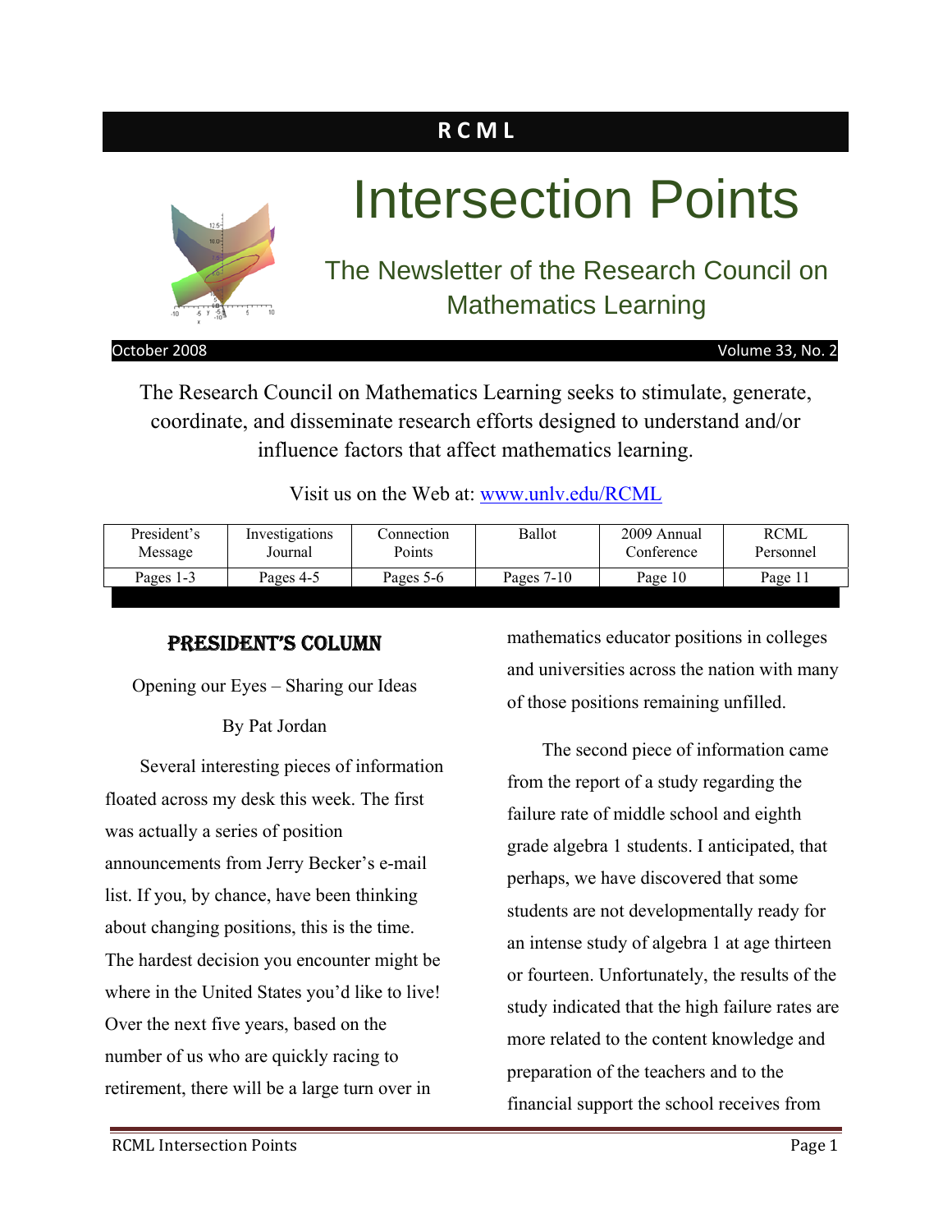# RCML

# Intersection Points

## The Newsletter of the Research Council on Mathematics Learning

October 2008 — Volume 33, No. 2

The Research Council on Mathematics Learning seeks to stimulate, generate, coordinate, and disseminate research efforts designed to understand and/or influence factors that affect mathematics learning.

Visit us on the Web at: [www.unlv.edu/RCML](www.unlv.edu/RCML)

| President's Message | Investigations Journal | Connection Points | Ballot | 2009 Annual Conference | RCML Personnel |
|---|---|---|---|---|---|
| Pages 1-3 | Pages 4-5 | Pages 5-6 | Pages 7-10 | Page 10 | Page 11 |

## PRESIDENT'S COLUMN

Opening our Eyes – Sharing our Ideas

By Pat Jordan

Several interesting pieces of information floated across my desk this week. The first was actually a series of position announcements from Jerry Becker's e-mail list. If you, by chance, have been thinking about changing positions, this is the time. The hardest decision you encounter might be where in the United States you'd like to live! Over the next five years, based on the number of us who are quickly racing to retirement, there will be a large turn over in mathematics educator positions in colleges and universities across the nation with many of those positions remaining unfilled.

The second piece of information came from the report of a study regarding the failure rate of middle school and eighth grade algebra 1 students. I anticipated, that perhaps, we have discovered that some students are not developmentally ready for an intense study of algebra 1 at age thirteen or fourteen. Unfortunately, the results of the study indicated that the high failure rates are more related to the content knowledge and preparation of the teachers and to the financial support the school receives from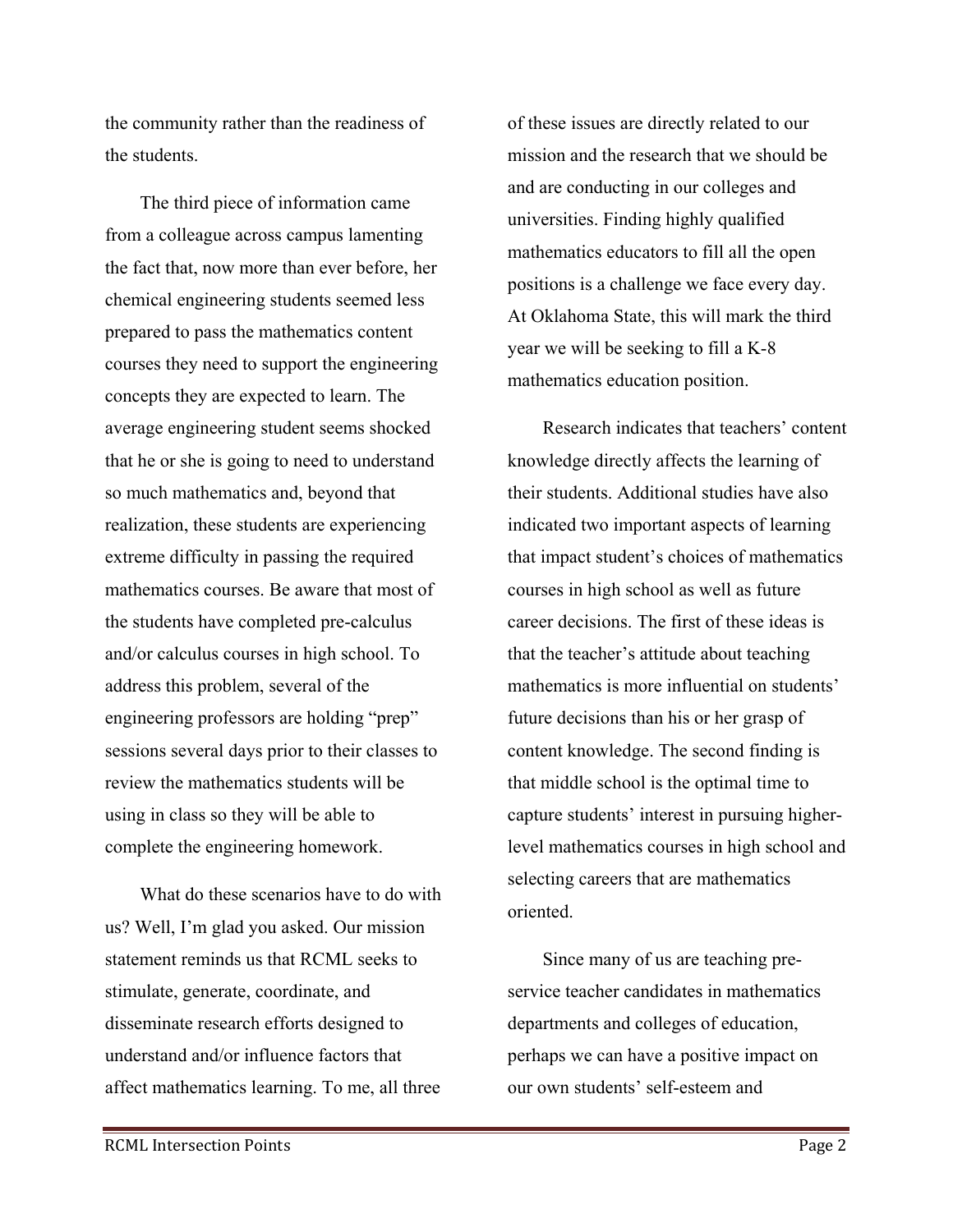the community rather than the readiness of the students.

The third piece of information came from a colleague across campus lamenting the fact that, now more than ever before, her chemical engineering students seemed less prepared to pass the mathematics content courses they need to support the engineering concepts they are expected to learn. The average engineering student seems shocked that he or she is going to need to understand so much mathematics and, beyond that realization, these students are experiencing extreme difficulty in passing the required mathematics courses. Be aware that most of the students have completed pre-calculus and/or calculus courses in high school. To address this problem, several of the engineering professors are holding "prep" sessions several days prior to their classes to review the mathematics students will be using in class so they will be able to complete the engineering homework.

What do these scenarios have to do with us? Well, I'm glad you asked. Our mission statement reminds us that RCML seeks to stimulate, generate, coordinate, and disseminate research efforts designed to understand and/or influence factors that affect mathematics learning. To me, all three of these issues are directly related to our mission and the research that we should be and are conducting in our colleges and universities. Finding highly qualified mathematics educators to fill all the open positions is a challenge we face every day. At Oklahoma State, this will mark the third year we will be seeking to fill a K-8 mathematics education position.

Research indicates that teachers' content knowledge directly affects the learning of their students. Additional studies have also indicated two important aspects of learning that impact student's choices of mathematics courses in high school as well as future career decisions. The first of these ideas is that the teacher's attitude about teaching mathematics is more influential on students' future decisions than his or her grasp of content knowledge. The second finding is that middle school is the optimal time to capture students' interest in pursuing higher-level mathematics courses in high school and selecting careers that are mathematics oriented.

Since many of us are teaching pre-service teacher candidates in mathematics departments and colleges of education, perhaps we can have a positive impact on our own students' self-esteem and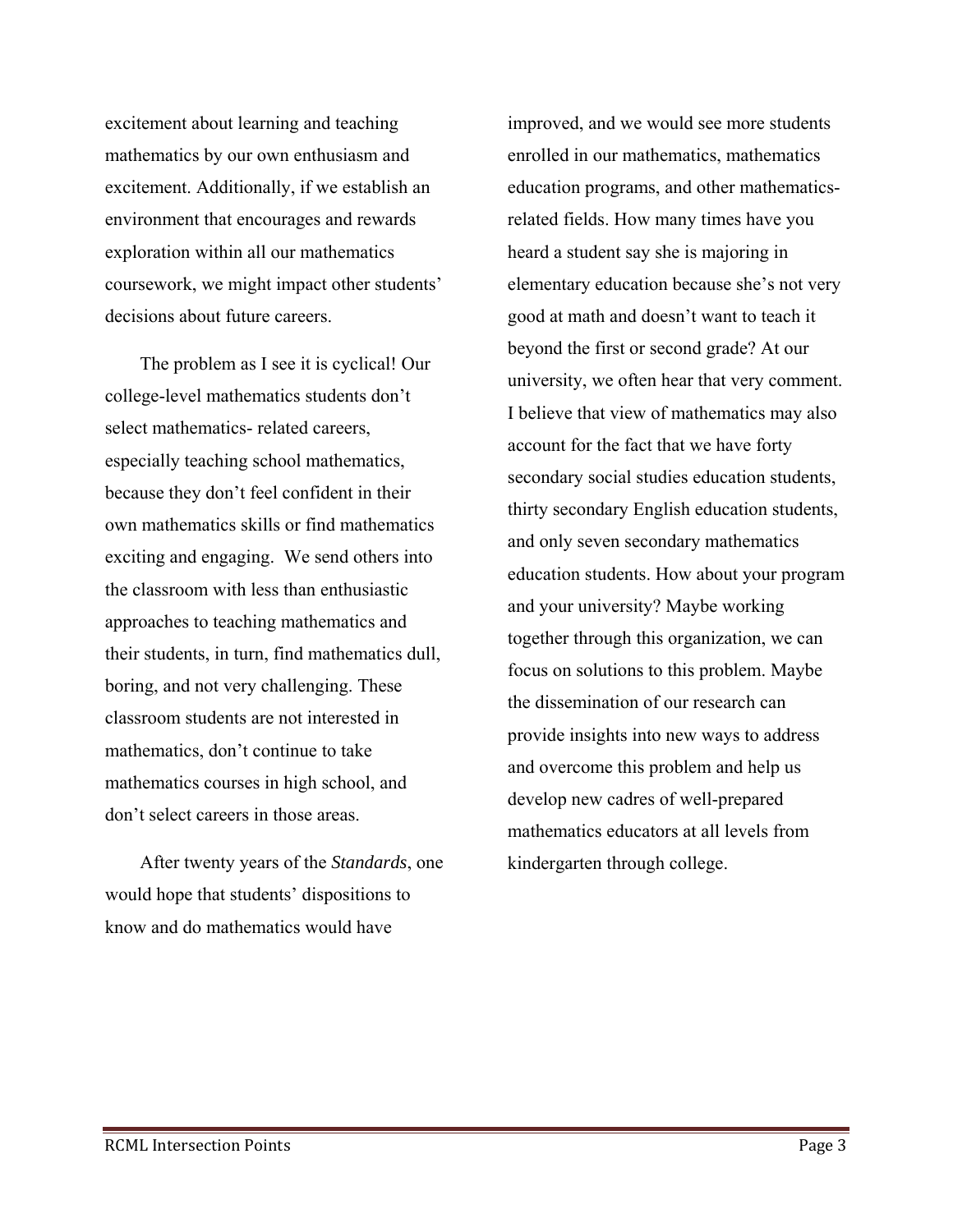excitement about learning and teaching mathematics by our own enthusiasm and excitement. Additionally, if we establish an environment that encourages and rewards exploration within all our mathematics coursework, we might impact other students' decisions about future careers.

The problem as I see it is cyclical! Our college-level mathematics students don't select mathematics- related careers, especially teaching school mathematics, because they don't feel confident in their own mathematics skills or find mathematics exciting and engaging. We send others into the classroom with less than enthusiastic approaches to teaching mathematics and their students, in turn, find mathematics dull, boring, and not very challenging. These classroom students are not interested in mathematics, don't continue to take mathematics courses in high school, and don't select careers in those areas.

After twenty years of the *Standards*, one would hope that students' dispositions to know and do mathematics would have improved, and we would see more students enrolled in our mathematics, mathematics education programs, and other mathematics-related fields. How many times have you heard a student say she is majoring in elementary education because she's not very good at math and doesn't want to teach it beyond the first or second grade? At our university, we often hear that very comment. I believe that view of mathematics may also account for the fact that we have forty secondary social studies education students, thirty secondary English education students, and only seven secondary mathematics education students. How about your program and your university? Maybe working together through this organization, we can focus on solutions to this problem. Maybe the dissemination of our research can provide insights into new ways to address and overcome this problem and help us develop new cadres of well-prepared mathematics educators at all levels from kindergarten through college.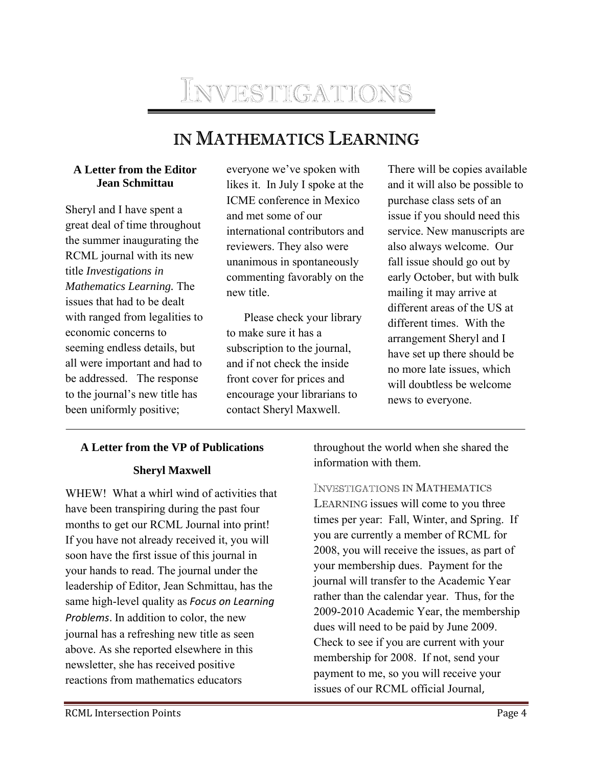# INVESTIGATIONS

## IN MATHEMATICS LEARNING

### A Letter from the Editor Jean Schmittau

Sheryl and I have spent a great deal of time throughout the summer inaugurating the RCML journal with its new title *Investigations in Mathematics Learning.* The issues that had to be dealt with ranged from legalities to economic concerns to seeming endless details, but all were important and had to be addressed. The response to the journal's new title has been uniformly positive; everyone we've spoken with likes it. In July I spoke at the ICME conference in Mexico and met some of our international contributors and reviewers. They also were unanimous in spontaneously commenting favorably on the new title.

Please check your library to make sure it has a subscription to the journal, and if not check the inside front cover for prices and encourage your librarians to contact Sheryl Maxwell. There will be copies available and it will also be possible to purchase class sets of an issue if you should need this service. New manuscripts are also always welcome. Our fall issue should go out by early October, but with bulk mailing it may arrive at different areas of the US at different times. With the arrangement Sheryl and I have set up there should be no more late issues, which will doubtless be welcome news to everyone.

---

### A Letter from the VP of Publications

**Sheryl Maxwell**

WHEW! What a whirl wind of activities that have been transpiring during the past four months to get our RCML Journal into print! If you have not already received it, you will soon have the first issue of this journal in your hands to read. The journal under the leadership of Editor, Jean Schmittau, has the same high-level quality as *Focus on Learning Problems*. In addition to color, the new journal has a refreshing new title as seen above. As she reported elsewhere in this newsletter, she has received positive reactions from mathematics educators throughout the world when she shared the information with them.

INVESTIGATIONS IN MATHEMATICS LEARNING issues will come to you three times per year: Fall, Winter, and Spring. If you are currently a member of RCML for 2008, you will receive the issues, as part of your membership dues. Payment for the journal will transfer to the Academic Year rather than the calendar year. Thus, for the 2009-2010 Academic Year, the membership dues will need to be paid by June 2009. Check to see if you are current with your membership for 2008. If not, send your payment to me, so you will receive your issues of our RCML official Journal,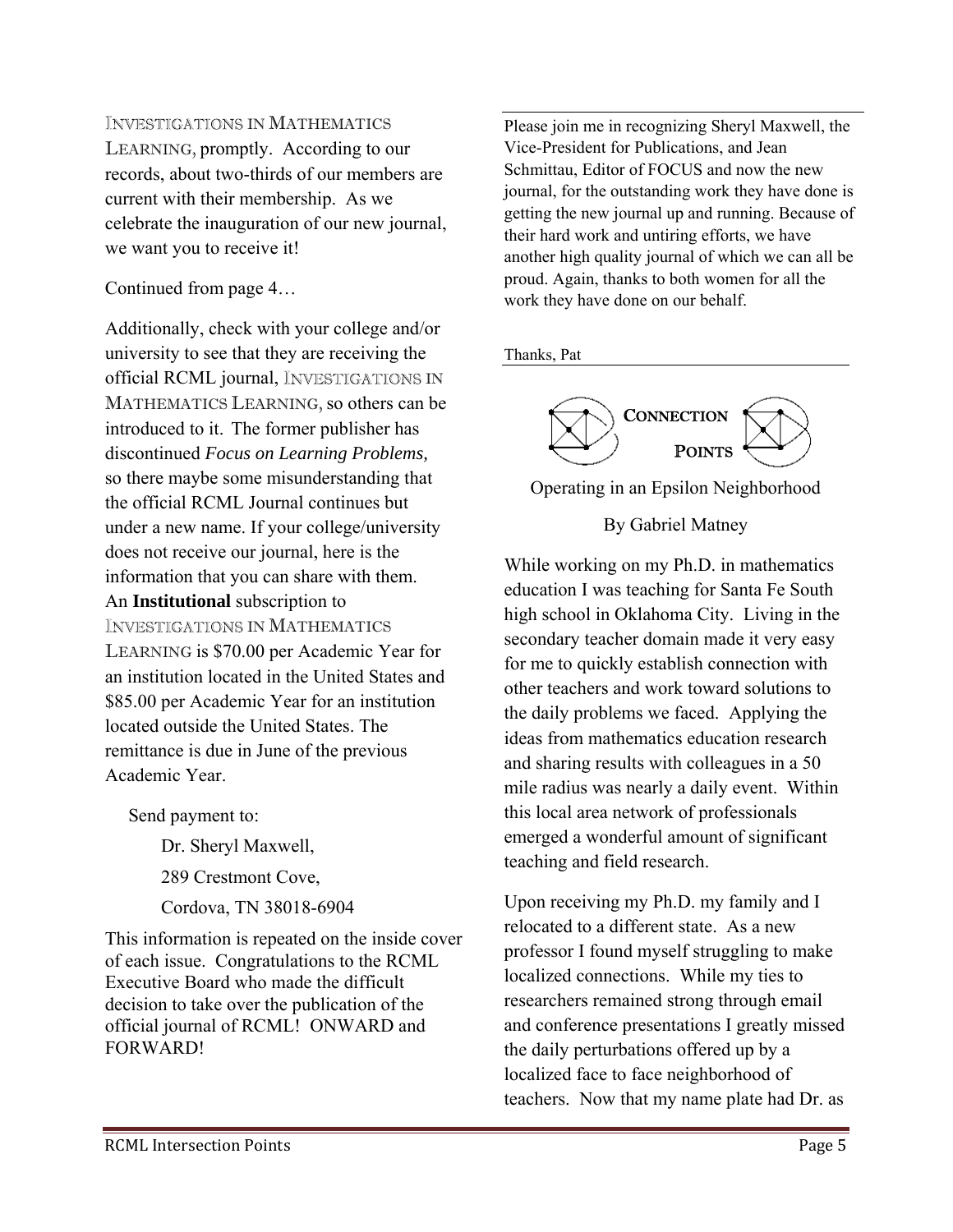INVESTIGATIONS IN MATHEMATICS LEARNING, promptly. According to our records, about two-thirds of our members are current with their membership. As we celebrate the inauguration of our new journal, we want you to receive it!

Continued from page 4…

Additionally, check with your college and/or university to see that they are receiving the official RCML journal, INVESTIGATIONS IN MATHEMATICS LEARNING, so others can be introduced to it. The former publisher has discontinued *Focus on Learning Problems,* so there maybe some misunderstanding that the official RCML Journal continues but under a new name. If your college/university does not receive our journal, here is the information that you can share with them. An **Institutional** subscription to INVESTIGATIONS IN MATHEMATICS LEARNING is \$70.00 per Academic Year for an institution located in the United States and \$85.00 per Academic Year for an institution located outside the United States. The remittance is due in June of the previous Academic Year.

Send payment to:

Dr. Sheryl Maxwell,
289 Crestmont Cove,
Cordova, TN 38018-6904

This information is repeated on the inside cover of each issue. Congratulations to the RCML Executive Board who made the difficult decision to take over the publication of the official journal of RCML! ONWARD and FORWARD!

---

Please join me in recognizing Sheryl Maxwell, the Vice-President for Publications, and Jean Schmittau, Editor of FOCUS and now the new journal, for the outstanding work they have done is getting the new journal up and running. Because of their hard work and untiring efforts, we have another high quality journal of which we can all be proud. Again, thanks to both women for all the work they have done on our behalf.

Thanks, Pat

---

## CONNECTION POINTS

### Operating in an Epsilon Neighborhood

By Gabriel Matney

While working on my Ph.D. in mathematics education I was teaching for Santa Fe South high school in Oklahoma City. Living in the secondary teacher domain made it very easy for me to quickly establish connection with other teachers and work toward solutions to the daily problems we faced. Applying the ideas from mathematics education research and sharing results with colleagues in a 50 mile radius was nearly a daily event. Within this local area network of professionals emerged a wonderful amount of significant teaching and field research.

Upon receiving my Ph.D. my family and I relocated to a different state. As a new professor I found myself struggling to make localized connections. While my ties to researchers remained strong through email and conference presentations I greatly missed the daily perturbations offered up by a localized face to face neighborhood of teachers. Now that my name plate had Dr. as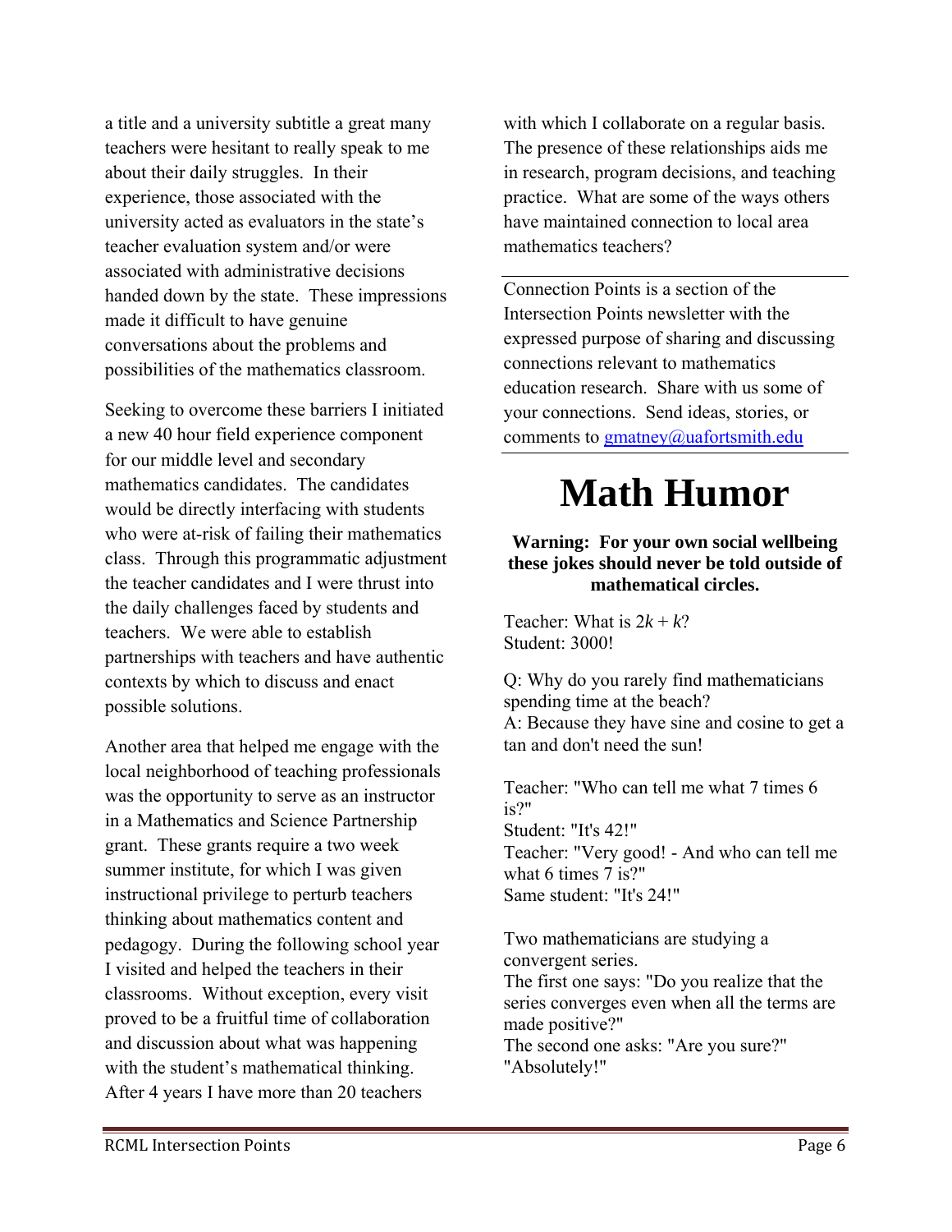a title and a university subtitle a great many teachers were hesitant to really speak to me about their daily struggles. In their experience, those associated with the university acted as evaluators in the state's teacher evaluation system and/or were associated with administrative decisions handed down by the state. These impressions made it difficult to have genuine conversations about the problems and possibilities of the mathematics classroom.

Seeking to overcome these barriers I initiated a new 40 hour field experience component for our middle level and secondary mathematics candidates. The candidates would be directly interfacing with students who were at-risk of failing their mathematics class. Through this programmatic adjustment the teacher candidates and I were thrust into the daily challenges faced by students and teachers. We were able to establish partnerships with teachers and have authentic contexts by which to discuss and enact possible solutions.

Another area that helped me engage with the local neighborhood of teaching professionals was the opportunity to serve as an instructor in a Mathematics and Science Partnership grant. These grants require a two week summer institute, for which I was given instructional privilege to perturb teachers thinking about mathematics content and pedagogy. During the following school year I visited and helped the teachers in their classrooms. Without exception, every visit proved to be a fruitful time of collaboration and discussion about what was happening with the student's mathematical thinking. After 4 years I have more than 20 teachers with which I collaborate on a regular basis. The presence of these relationships aids me in research, program decisions, and teaching practice. What are some of the ways others have maintained connection to local area mathematics teachers?

---

Connection Points is a section of the Intersection Points newsletter with the expressed purpose of sharing and discussing connections relevant to mathematics education research. Share with us some of your connections. Send ideas, stories, or comments to gmatney@uafortsmith.edu

---

# Math Humor

**Warning: For your own social wellbeing these jokes should never be told outside of mathematical circles.**

Teacher: What is $2k + k$?
Student: 3000!

Q: Why do you rarely find mathematicians spending time at the beach?
A: Because they have sine and cosine to get a tan and don't need the sun!

Teacher: "Who can tell me what 7 times 6 is?"
Student: "It's 42!"
Teacher: "Very good! - And who can tell me what 6 times 7 is?"
Same student: "It's 24!"

Two mathematicians are studying a convergent series.
The first one says: "Do you realize that the series converges even when all the terms are made positive?"
The second one asks: "Are you sure?"
"Absolutely!"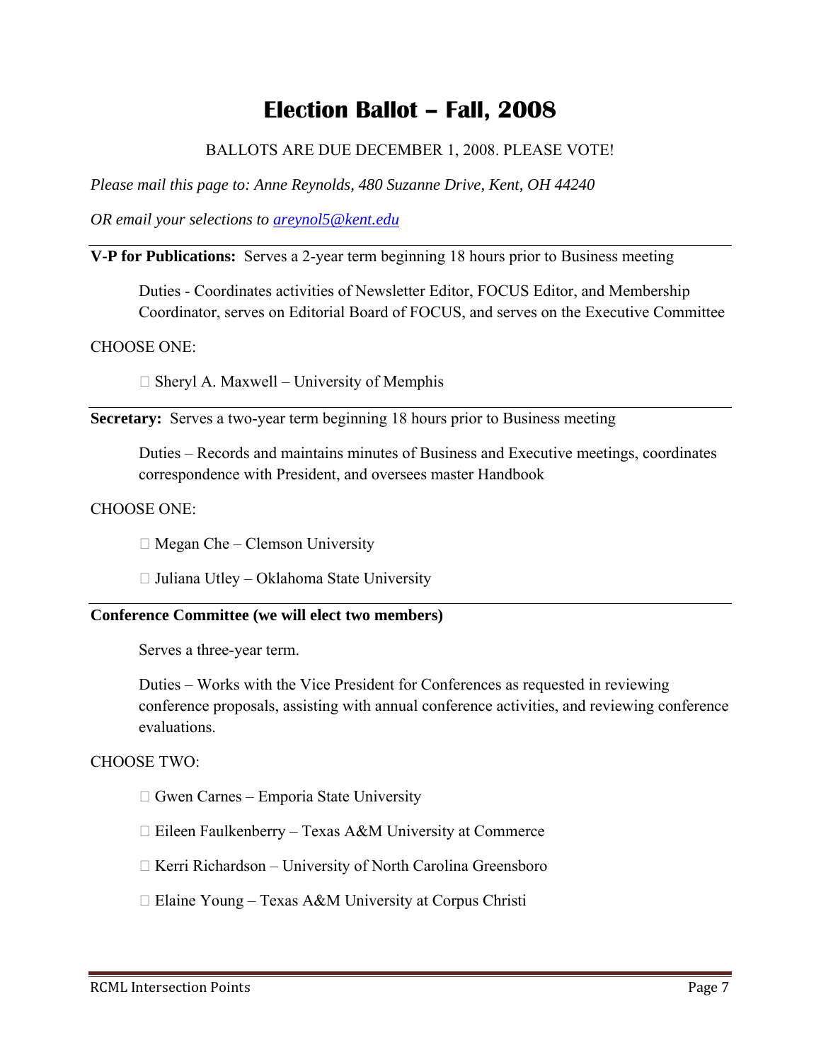# Election Ballot – Fall, 2008

BALLOTS ARE DUE DECEMBER 1, 2008. PLEASE VOTE!

*Please mail this page to: Anne Reynolds, 480 Suzanne Drive, Kent, OH 44240*

*OR email your selections to [areynol5@kent.edu](mailto:areynol5@kent.edu)*

---

**V-P for Publications:** Serves a 2-year term beginning 18 hours prior to Business meeting

Duties - Coordinates activities of Newsletter Editor, FOCUS Editor, and Membership Coordinator, serves on Editorial Board of FOCUS, and serves on the Executive Committee

CHOOSE ONE:

- ☐ Sheryl A. Maxwell – University of Memphis

---

**Secretary:** Serves a two-year term beginning 18 hours prior to Business meeting

Duties – Records and maintains minutes of Business and Executive meetings, coordinates correspondence with President, and oversees master Handbook

CHOOSE ONE:

- ☐ Megan Che – Clemson University
- ☐ Juliana Utley – Oklahoma State University

---

**Conference Committee (we will elect two members)**

Serves a three-year term.

Duties – Works with the Vice President for Conferences as requested in reviewing conference proposals, assisting with annual conference activities, and reviewing conference evaluations.

CHOOSE TWO:

- ☐ Gwen Carnes – Emporia State University
- ☐ Eileen Faulkenberry – Texas A&M University at Commerce
- ☐ Kerri Richardson – University of North Carolina Greensboro
- ☐ Elaine Young – Texas A&M University at Corpus Christi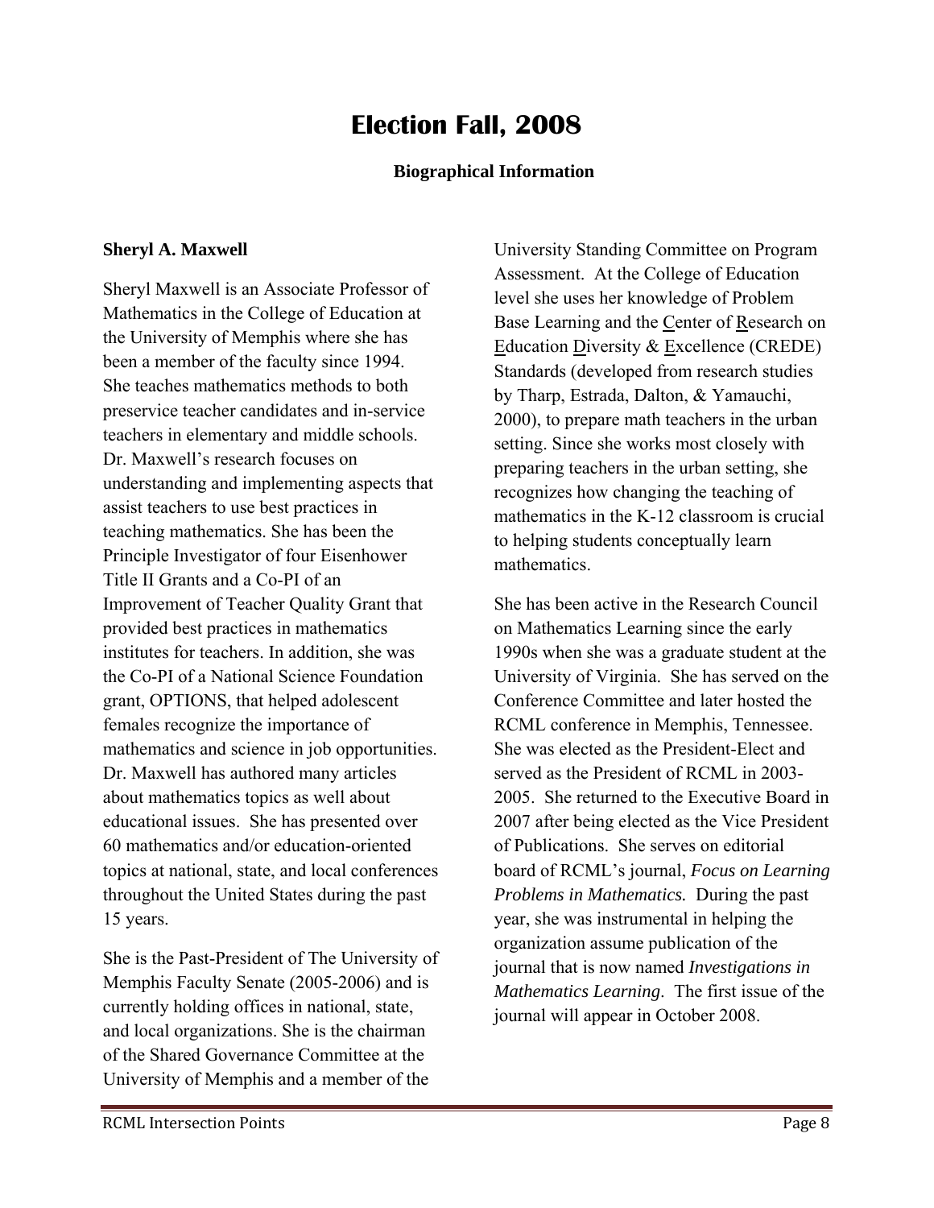# Election Fall, 2008

**Biographical Information**

**Sheryl A. Maxwell**

Sheryl Maxwell is an Associate Professor of Mathematics in the College of Education at the University of Memphis where she has been a member of the faculty since 1994. She teaches mathematics methods to both preservice teacher candidates and in-service teachers in elementary and middle schools. Dr. Maxwell's research focuses on understanding and implementing aspects that assist teachers to use best practices in teaching mathematics. She has been the Principle Investigator of four Eisenhower Title II Grants and a Co-PI of an Improvement of Teacher Quality Grant that provided best practices in mathematics institutes for teachers. In addition, she was the Co-PI of a National Science Foundation grant, OPTIONS, that helped adolescent females recognize the importance of mathematics and science in job opportunities. Dr. Maxwell has authored many articles about mathematics topics as well about educational issues. She has presented over 60 mathematics and/or education-oriented topics at national, state, and local conferences throughout the United States during the past 15 years.

She is the Past-President of The University of Memphis Faculty Senate (2005-2006) and is currently holding offices in national, state, and local organizations. She is the chairman of the Shared Governance Committee at the University of Memphis and a member of the University Standing Committee on Program Assessment. At the College of Education level she uses her knowledge of Problem Base Learning and the Center of Research on Education Diversity & Excellence (CREDE) Standards (developed from research studies by Tharp, Estrada, Dalton, & Yamauchi, 2000), to prepare math teachers in the urban setting. Since she works most closely with preparing teachers in the urban setting, she recognizes how changing the teaching of mathematics in the K-12 classroom is crucial to helping students conceptually learn mathematics.

She has been active in the Research Council on Mathematics Learning since the early 1990s when she was a graduate student at the University of Virginia. She has served on the Conference Committee and later hosted the RCML conference in Memphis, Tennessee. She was elected as the President-Elect and served as the President of RCML in 2003-2005. She returned to the Executive Board in 2007 after being elected as the Vice President of Publications. She serves on editorial board of RCML's journal, *Focus on Learning Problems in Mathematics.* During the past year, she was instrumental in helping the organization assume publication of the journal that is now named *Investigations in Mathematics Learning*. The first issue of the journal will appear in October 2008.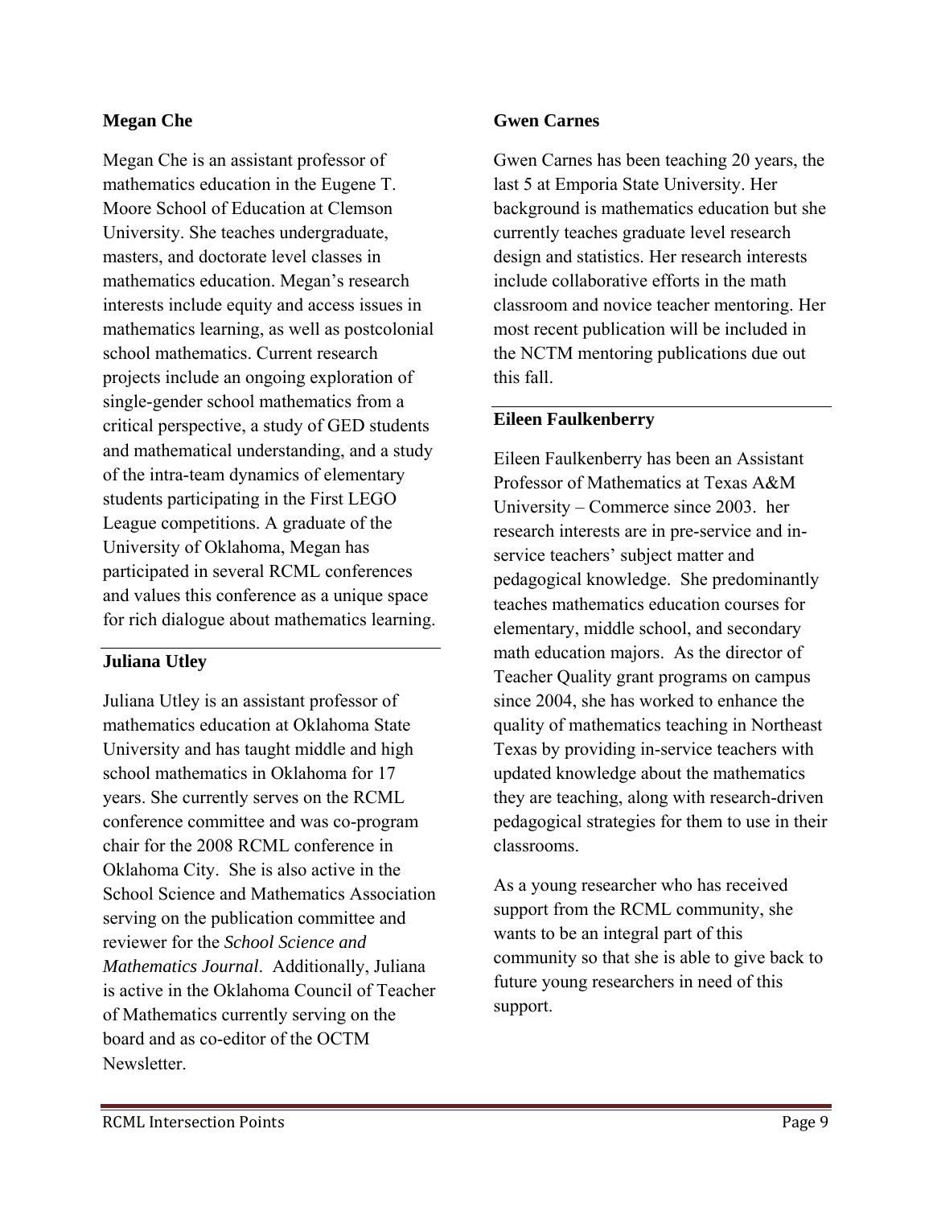### Megan Che

Megan Che is an assistant professor of mathematics education in the Eugene T. Moore School of Education at Clemson University. She teaches undergraduate, masters, and doctorate level classes in mathematics education. Megan's research interests include equity and access issues in mathematics learning, as well as postcolonial school mathematics. Current research projects include an ongoing exploration of single-gender school mathematics from a critical perspective, a study of GED students and mathematical understanding, and a study of the intra-team dynamics of elementary students participating in the First LEGO League competitions. A graduate of the University of Oklahoma, Megan has participated in several RCML conferences and values this conference as a unique space for rich dialogue about mathematics learning.

### Juliana Utley

Juliana Utley is an assistant professor of mathematics education at Oklahoma State University and has taught middle and high school mathematics in Oklahoma for 17 years. She currently serves on the RCML conference committee and was co-program chair for the 2008 RCML conference in Oklahoma City. She is also active in the School Science and Mathematics Association serving on the publication committee and reviewer for the *School Science and Mathematics Journal*. Additionally, Juliana is active in the Oklahoma Council of Teacher of Mathematics currently serving on the board and as co-editor of the OCTM Newsletter.

### Gwen Carnes

Gwen Carnes has been teaching 20 years, the last 5 at Emporia State University. Her background is mathematics education but she currently teaches graduate level research design and statistics. Her research interests include collaborative efforts in the math classroom and novice teacher mentoring. Her most recent publication will be included in the NCTM mentoring publications due out this fall.

### Eileen Faulkenberry

Eileen Faulkenberry has been an Assistant Professor of Mathematics at Texas A&M University – Commerce since 2003. her research interests are in pre-service and in-service teachers' subject matter and pedagogical knowledge. She predominantly teaches mathematics education courses for elementary, middle school, and secondary math education majors. As the director of Teacher Quality grant programs on campus since 2004, she has worked to enhance the quality of mathematics teaching in Northeast Texas by providing in-service teachers with updated knowledge about the mathematics they are teaching, along with research-driven pedagogical strategies for them to use in their classrooms.

As a young researcher who has received support from the RCML community, she wants to be an integral part of this community so that she is able to give back to future young researchers in need of this support.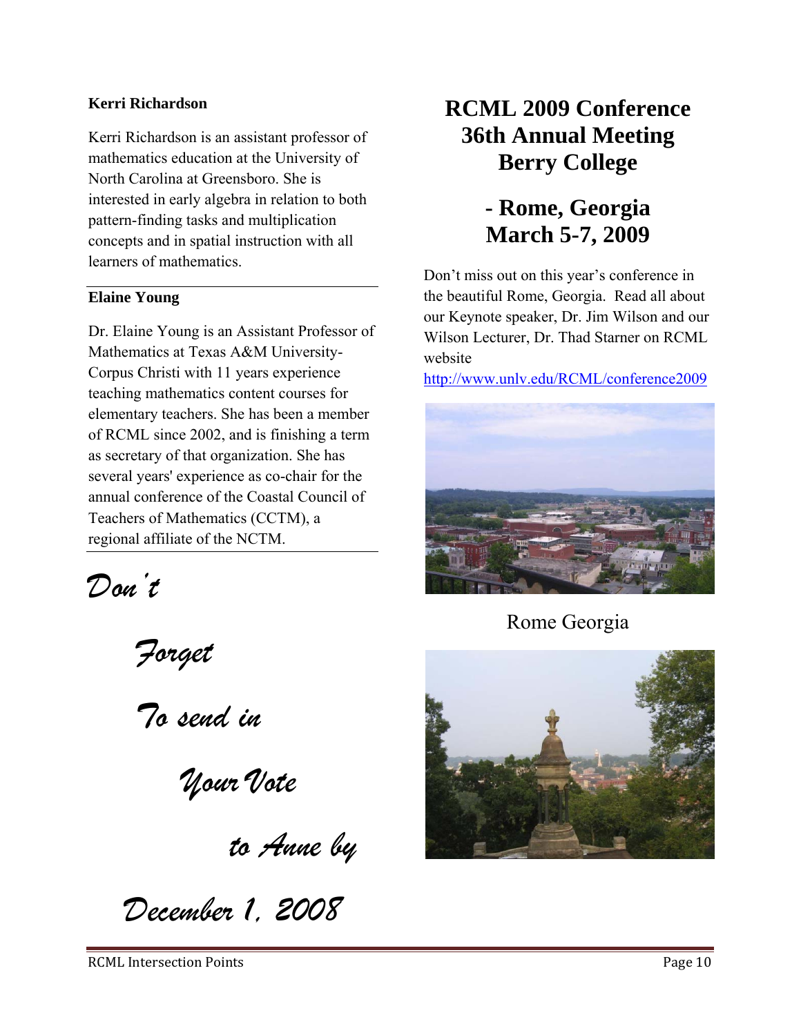**Kerri Richardson**

Kerri Richardson is an assistant professor of mathematics education at the University of North Carolina at Greensboro. She is interested in early algebra in relation to both pattern-finding tasks and multiplication concepts and in spatial instruction with all learners of mathematics.

**Elaine Young**

Dr. Elaine Young is an Assistant Professor of Mathematics at Texas A&M University-Corpus Christi with 11 years experience teaching mathematics content courses for elementary teachers. She has been a member of RCML since 2002, and is finishing a term as secretary of that organization. She has several years' experience as co-chair for the annual conference of the Coastal Council of Teachers of Mathematics (CCTM), a regional affiliate of the NCTM.

*Don't Forget To send in Your Vote to Anne by December 1, 2008*

## RCML 2009 Conference 36th Annual Meeting Berry College

## - Rome, Georgia March 5-7, 2009

Don't miss out on this year's conference in the beautiful Rome, Georgia. Read all about our Keynote speaker, Dr. Jim Wilson and our Wilson Lecturer, Dr. Thad Starner on RCML website http://www.unlv.edu/RCML/conference2009

Rome Georgia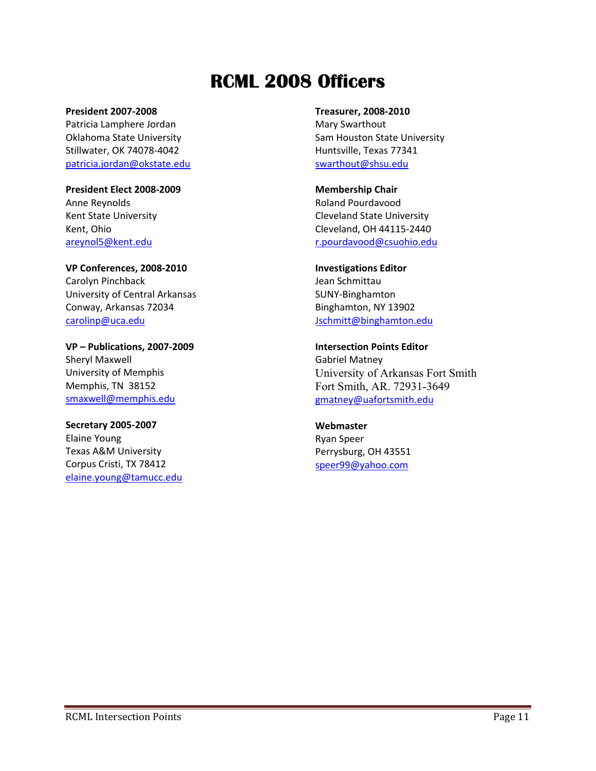# RCML 2008 Officers

**President 2007-2008**
Patricia Lamphere Jordan
Oklahoma State University
Stillwater, OK 74078-4042
patricia.jordan@okstate.edu

**President Elect 2008-2009**
Anne Reynolds
Kent State University
Kent, Ohio
areynol5@kent.edu

**VP Conferences, 2008-2010**
Carolyn Pinchback
University of Central Arkansas
Conway, Arkansas 72034
carolinp@uca.edu

**VP – Publications, 2007-2009**
Sheryl Maxwell
University of Memphis
Memphis, TN 38152
smaxwell@memphis.edu

**Secretary 2005-2007**
Elaine Young
Texas A&M University
Corpus Cristi, TX 78412
elaine.young@tamucc.edu

**Treasurer, 2008-2010**
Mary Swarthout
Sam Houston State University
Huntsville, Texas 77341
swarthout@shsu.edu

**Membership Chair**
Roland Pourdavood
Cleveland State University
Cleveland, OH 44115-2440
r.pourdavood@csuohio.edu

**Investigations Editor**
Jean Schmittau
SUNY-Binghamton
Binghamton, NY 13902
Jschmitt@binghamton.edu

**Intersection Points Editor**
Gabriel Matney
University of Arkansas Fort Smith
Fort Smith, AR. 72931-3649
gmatney@uafortsmith.edu

**Webmaster**
Ryan Speer
Perrysburg, OH 43551
speer99@yahoo.com